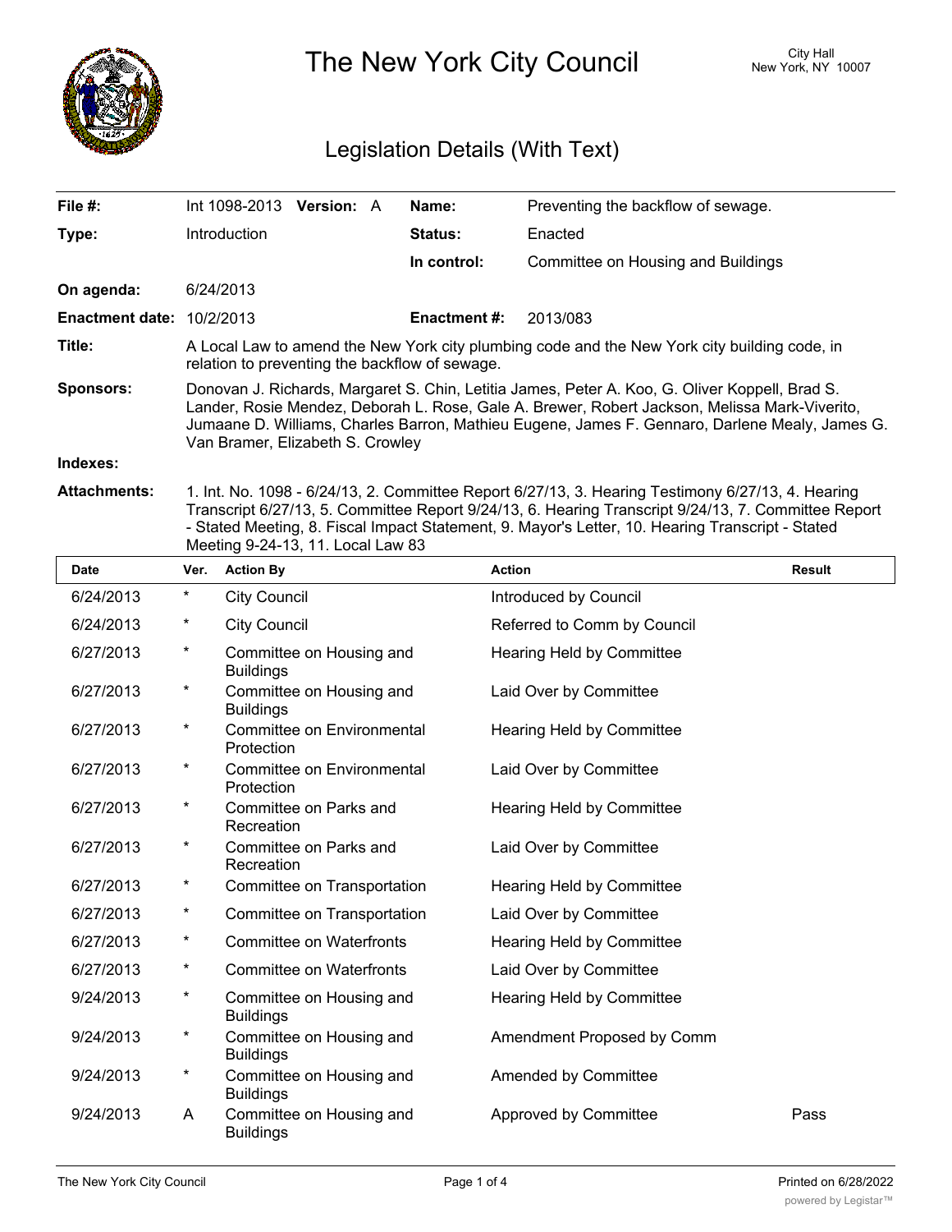# The New York City Council

City Hall
New York, NY 10007

## Legislation Details (With Text)

| | | | |
|---|---|---|---|
| **File #:** | Int 1098-2013 **Version:** A | **Name:** | Preventing the backflow of sewage. |
| **Type:** | Introduction | **Status:** | Enacted |
| | | **In control:** | Committee on Housing and Buildings |
| **On agenda:** | 6/24/2013 | | |
| **Enactment date:** | 10/2/2013 | **Enactment #:** | 2013/083 |

**Title:** A Local Law to amend the New York city plumbing code and the New York city building code, in relation to preventing the backflow of sewage.

**Sponsors:** Donovan J. Richards, Margaret S. Chin, Letitia James, Peter A. Koo, G. Oliver Koppell, Brad S. Lander, Rosie Mendez, Deborah L. Rose, Gale A. Brewer, Robert Jackson, Melissa Mark-Viverito, Jumaane D. Williams, Charles Barron, Mathieu Eugene, James F. Gennaro, Darlene Mealy, James G. Van Bramer, Elizabeth S. Crowley

**Indexes:**

**Attachments:** 1. Int. No. 1098 - 6/24/13, 2. Committee Report 6/27/13, 3. Hearing Testimony 6/27/13, 4. Hearing Transcript 6/27/13, 5. Committee Report 9/24/13, 6. Hearing Transcript 9/24/13, 7. Committee Report - Stated Meeting, 8. Fiscal Impact Statement, 9. Mayor's Letter, 10. Hearing Transcript - Stated Meeting 9-24-13, 11. Local Law 83

| Date | Ver. | Action By | Action | Result |
|---|---|---|---|---|
| 6/24/2013 | * | City Council | Introduced by Council | |
| 6/24/2013 | * | City Council | Referred to Comm by Council | |
| 6/27/2013 | * | Committee on Housing and Buildings | Hearing Held by Committee | |
| 6/27/2013 | * | Committee on Housing and Buildings | Laid Over by Committee | |
| 6/27/2013 | * | Committee on Environmental Protection | Hearing Held by Committee | |
| 6/27/2013 | * | Committee on Environmental Protection | Laid Over by Committee | |
| 6/27/2013 | * | Committee on Parks and Recreation | Hearing Held by Committee | |
| 6/27/2013 | * | Committee on Parks and Recreation | Laid Over by Committee | |
| 6/27/2013 | * | Committee on Transportation | Hearing Held by Committee | |
| 6/27/2013 | * | Committee on Transportation | Laid Over by Committee | |
| 6/27/2013 | * | Committee on Waterfronts | Hearing Held by Committee | |
| 6/27/2013 | * | Committee on Waterfronts | Laid Over by Committee | |
| 9/24/2013 | * | Committee on Housing and Buildings | Hearing Held by Committee | |
| 9/24/2013 | * | Committee on Housing and Buildings | Amendment Proposed by Comm | |
| 9/24/2013 | * | Committee on Housing and Buildings | Amended by Committee | |
| 9/24/2013 | A | Committee on Housing and Buildings | Approved by Committee | Pass |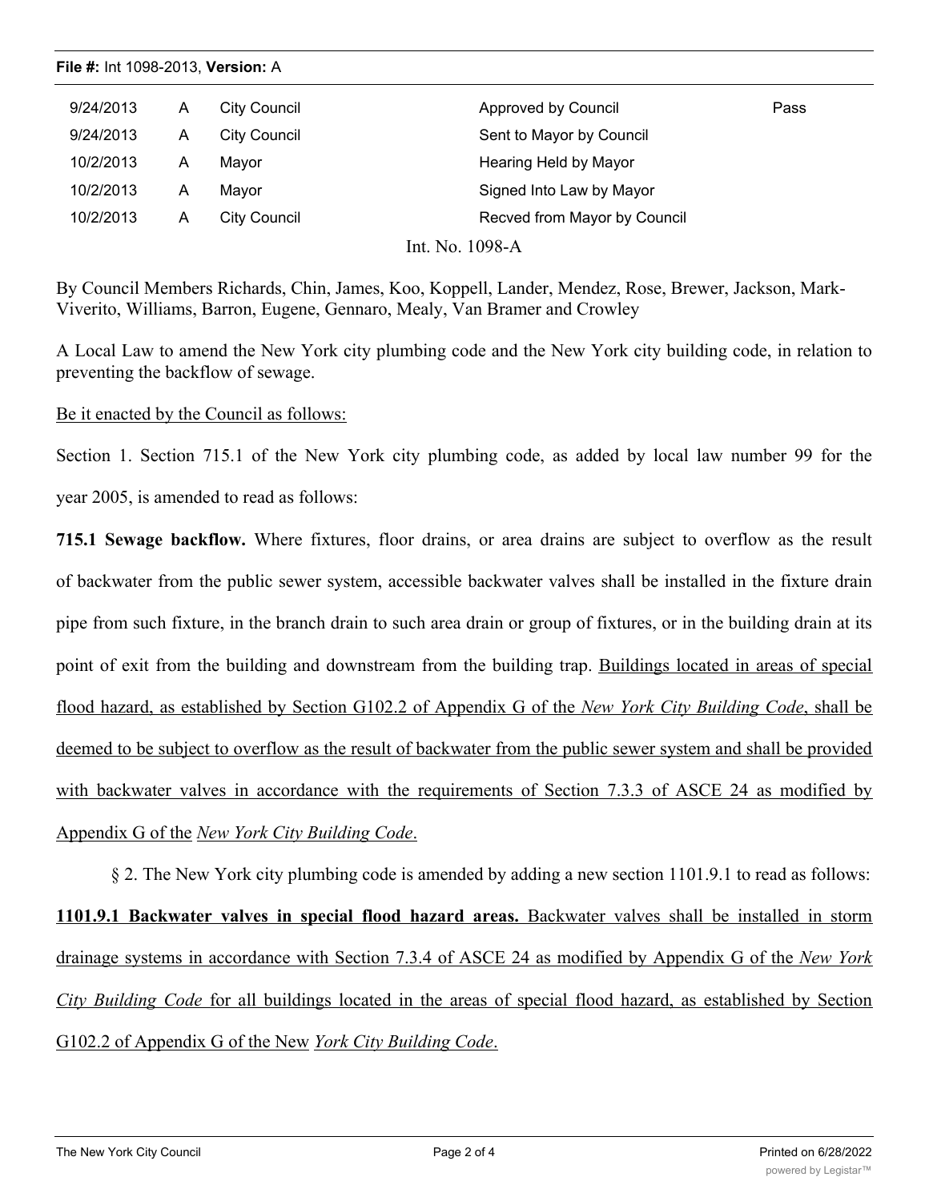**File #:** Int 1098-2013, **Version:** A

| | | | | |
|---|---|---|---|---|
| 9/24/2013 | A | City Council | Approved by Council | Pass |
| 9/24/2013 | A | City Council | Sent to Mayor by Council | |
| 10/2/2013 | A | Mayor | Hearing Held by Mayor | |
| 10/2/2013 | A | Mayor | Signed Into Law by Mayor | |
| 10/2/2013 | A | City Council | Recved from Mayor by Council | |

Int. No. 1098-A

By Council Members Richards, Chin, James, Koo, Koppell, Lander, Mendez, Rose, Brewer, Jackson, Mark-Viverito, Williams, Barron, Eugene, Gennaro, Mealy, Van Bramer and Crowley

A Local Law to amend the New York city plumbing code and the New York city building code, in relation to preventing the backflow of sewage.

<u>Be it enacted by the Council as follows:</u>

Section 1. Section 715.1 of the New York city plumbing code, as added by local law number 99 for the year 2005, is amended to read as follows:

**715.1 Sewage backflow.** Where fixtures, floor drains, or area drains are subject to overflow as the result of backwater from the public sewer system, accessible backwater valves shall be installed in the fixture drain pipe from such fixture, in the branch drain to such area drain or group of fixtures, or in the building drain at its point of exit from the building and downstream from the building trap. <u>Buildings located in areas of special flood hazard, as established by Section G102.2 of Appendix G of the *New York City Building Code*, shall be deemed to be subject to overflow as the result of backwater from the public sewer system and shall be provided with backwater valves in accordance with the requirements of Section 7.3.3 of ASCE 24 as modified by Appendix G of the *New York City Building Code*.</u>

§ 2. The New York city plumbing code is amended by adding a new section 1101.9.1 to read as follows:

<u>**1101.9.1 Backwater valves in special flood hazard areas.** Backwater valves shall be installed in storm drainage systems in accordance with Section 7.3.4 of ASCE 24 as modified by Appendix G of the *New York City Building Code* for all buildings located in the areas of special flood hazard, as established by Section G102.2 of Appendix G of the New *York City Building Code*.</u>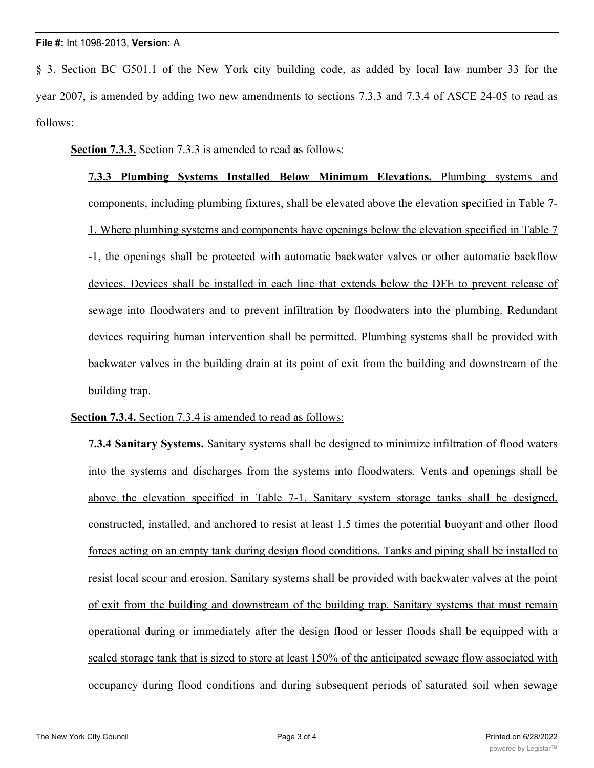§ 3. Section BC G501.1 of the New York city building code, as added by local law number 33 for the year 2007, is amended by adding two new amendments to sections 7.3.3 and 7.3.4 of ASCE 24-05 to read as follows:

<u>**Section 7.3.3.** Section 7.3.3 is amended to read as follows:</u>

<u>**7.3.3 Plumbing Systems Installed Below Minimum Elevations.** Plumbing systems and components, including plumbing fixtures, shall be elevated above the elevation specified in Table 7-1. Where plumbing systems and components have openings below the elevation specified in Table 7-1, the openings shall be protected with automatic backwater valves or other automatic backflow devices. Devices shall be installed in each line that extends below the DFE to prevent release of sewage into floodwaters and to prevent infiltration by floodwaters into the plumbing. Redundant devices requiring human intervention shall be permitted. Plumbing systems shall be provided with backwater valves in the building drain at its point of exit from the building and downstream of the building trap.</u>

<u>**Section 7.3.4.** Section 7.3.4 is amended to read as follows:</u>

<u>**7.3.4 Sanitary Systems.** Sanitary systems shall be designed to minimize infiltration of flood waters into the systems and discharges from the systems into floodwaters. Vents and openings shall be above the elevation specified in Table 7-1. Sanitary system storage tanks shall be designed, constructed, installed, and anchored to resist at least 1.5 times the potential buoyant and other flood forces acting on an empty tank during design flood conditions. Tanks and piping shall be installed to resist local scour and erosion. Sanitary systems shall be provided with backwater valves at the point of exit from the building and downstream of the building trap. Sanitary systems that must remain operational during or immediately after the design flood or lesser floods shall be equipped with a sealed storage tank that is sized to store at least 150% of the anticipated sewage flow associated with occupancy during flood conditions and during subsequent periods of saturated soil when sewage</u>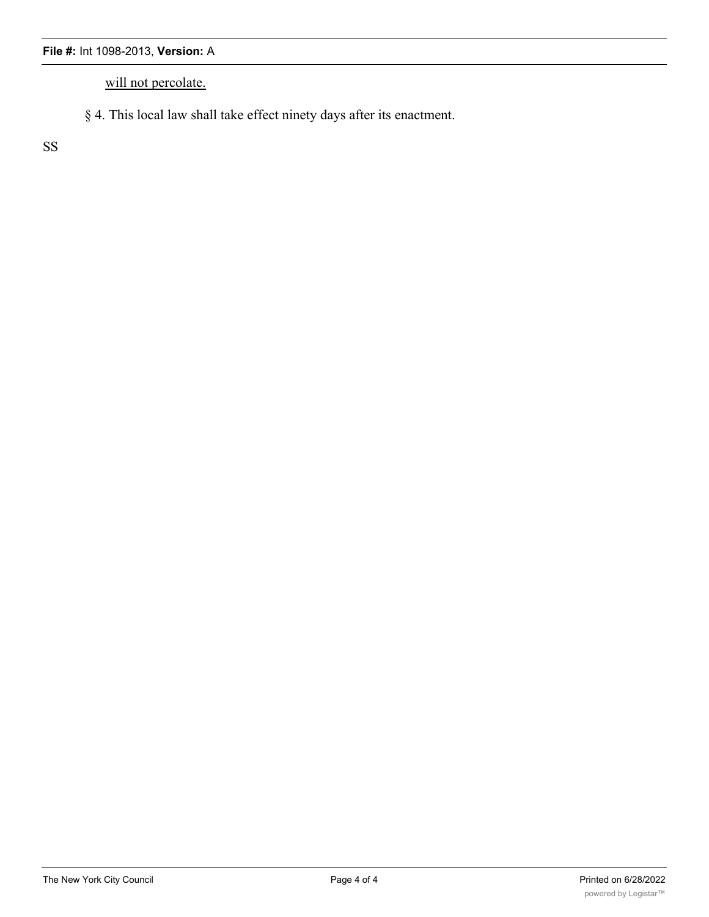will not percolate.

§ 4. This local law shall take effect ninety days after its enactment.

SS